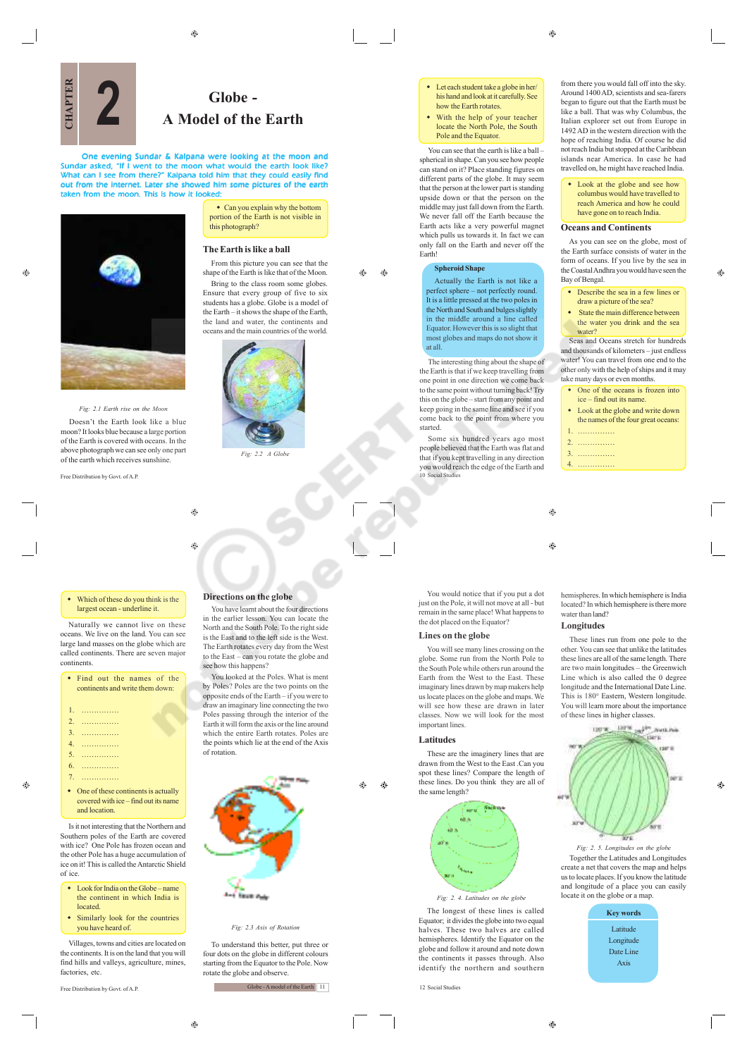# CHAPTER 2

# Globe - A Model of the Earth

One evening Sundar & Kalpana were looking at the moon and Sundar asked, "If I went to the moon what would the earth look like? What can I see from there?" Kalpana told him that they could easily find out from the internet. Later she showed him some pictures of the earth taken from the moon. This is how it looked:

*Fig: 2.1 Earth rise on the Moon*

Doesn't the Earth look like a blue moon? It looks blue because a large portion of the Earth is covered with oceans. In the above photograph we can see only one part of the earth which receives sunshine.

- Can you explain why the bottom portion of the Earth is not visible in this photograph?

## The Earth is like a ball

From this picture you can see that the shape of the Earth is like that of the Moon.

Bring to the class room some globes. Ensure that every group of five to six students has a globe. This is a model of the Earth – it shows the shape of the Earth, the land and water, the continents and oceans and the main countries of the world.

*Fig: 2.2 A Globe*

- Let each student take a globe in her/his hand and look at it carefully. See how the Earth rotates.
- With the help of your teacher locate the North Pole, the South Pole and the Equator.

You can see that the earth is like a ball – spherical in shape. Can you see how people can stand on it? Place standing figures on different parts of the globe. It may seem that the person at the lower part is standing upside down or that the person on the middle may just fall down from the Earth. We never fall off the Earth because the Earth acts like a very powerful magnet which pulls us towards it. In fact we can only fall on the Earth and never off the Earth!

**Spheroid Shape**

Actually the Earth is not like a perfect sphere – not perfectly round. It is a little pressed at the two poles in the North and South and bulges slightly in the middle around a line called Equator. However this is so slight that most globes and maps do not show it at all.

The interesting thing about the shape of the Earth is that if we keep travelling from one point in one direction we come back to the same point without turning back! Try this on the globe – start from any point and keep going in the same line and see if you come back to the point from where you started.

Some six hundred years ago most people believed that the Earth was flat and that if you kept travelling in any direction you would reach the edge of the Earth and from there you would fall off into the sky. Around 1400 AD, scientists and sea-farers began to figure out that the Earth must be like a ball. That was why Columbus, the Italian explorer set out from Europe in 1492 AD in the western direction with the hope of reaching India. Of course he did not reach India but stopped at the Caribbean islands near America. In case he had travelled on, he might have reached India.

- Look at the globe and see how columbus would have travelled to reach America and how he could have gone on to reach India.

## Oceans and Continents

As you can see on the globe, most of the Earth surface consists of water in the form of oceans. If you live by the sea in the Coastal Andhra you would have seen the Bay of Bengal.

- Describe the sea in a few lines or draw a picture of the sea?
- State the main difference between the water you drink and the sea water?

Seas and Oceans stretch for hundreds and thousands of kilometers – just endless water! You can travel from one end to the other only with the help of ships and it may take many days or even months.

- One of the oceans is frozen into ice – find out its name.
- Look at the globe and write down the names of the four great oceans:

1. ..............
2. ..............
3. ..............
4. ..............

- Which of these do you think is the largest ocean - underline it.

Naturally we cannot live on these oceans. We live on the land. You can see large land masses on the globe which are called continents. There are seven major continents.

- Find out the names of the continents and write them down:

1. ..............
2. ..............
3. ..............
4. ..............
5. ..............
6. ..............
7. ..............

- One of these continents is actually covered with ice – find out its name and location.

Is it not interesting that the Northern and Southern poles of the Earth are covered with ice? One Pole has frozen ocean and the other Pole has a huge accumulation of ice on it! This is called the Antarctic Shield of ice.

- Look for India on the Globe – name the continent in which India is located.
- Similarly look for the countries you have heard of.

Villages, towns and cities are located on the continents. It is on the land that you will find hills and valleys, agriculture, mines, factories, etc.

## Directions on the globe

You have learnt about the four directions in the earlier lesson. You can locate the North and the South Pole. To the right side is the East and to the left side is the West. The Earth rotates every day from the West to the East – can you rotate the globe and see how this happens?

You looked at the Poles. What is ment by Poles? Poles are the two points on the opposite ends of the Earth – if you were to draw an imaginary line connecting the two Poles passing through the interior of the Earth it will form the axis or the line around which the entire Earth rotates. Poles are the points which lie at the end of the Axis of rotation.

*Fig: 2.3 Axis of Rotation*

To understand this better, put three or four dots on the globe in different colours starting from the Equator to the Pole. Now rotate the globe and observe.

You would notice that if you put a dot just on the Pole, it will not move at all - but remain in the same place! What happens to the dot placed on the Equator?

## Lines on the globe

You will see many lines crossing on the globe. Some run from the North Pole to the South Pole while others run around the Earth from the West to the East. These imaginary lines drawn by map makers help us locate places on the globe and maps. We will see how these are drawn in later classes. Now we will look for the most important lines.

## Latitudes

These are the imaginery lines that are drawn from the West to the East. Can you spot these lines? Compare the length of these lines. Do you think they are all of the same length?

*Fig: 2. 4. Latitudes on the globe*

The longest of these lines is called Equator; it divides the globe into two equal halves. These two halves are called hemispheres. Identify the Equator on the globe and follow it around and note down the continents it passes through. Also identify the northern and southern hemispheres. In which hemisphere is India located? In which hemisphere is there more water than land?

## Longitudes

These lines run from one pole to the other. You can see that unlike the latitudes these lines are all of the same length. There are two main longitudes – the Greenwich Line which is also called the 0 degree longitude and the International Date Line. This is 180° Eastern, Western longitude. You will learn more about the importance of these lines in higher classes.

*Fig: 2. 5. Longitudes on the globe*

Together the Latitudes and Longitudes create a net that covers the map and helps us to locate places. If you know the latitude and longitude of a place you can easily locate it on the globe or a map.

**Key words**

Latitude
Longitude
Date Line
Axis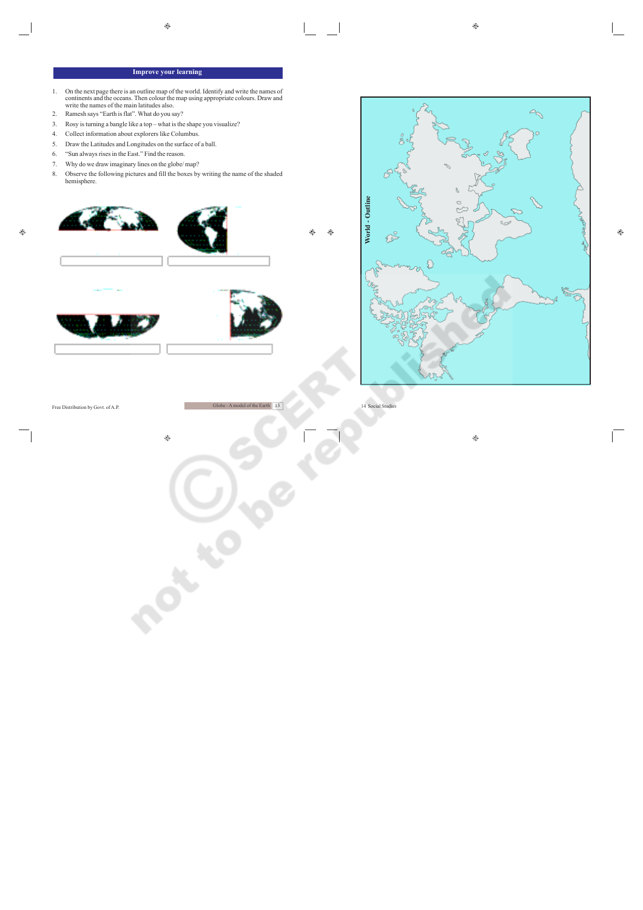## Improve your learning

1. On the next page there is an outline map of the world. Identify and write the names of continents and the oceans. Then colour the map using appropriate colours. Draw and write the names of the main latitudes also.
2. Ramesh says "Earth is flat". What do you say?
3. Rosy is turning a bangle like a top – what is the shape you visualize?
4. Collect information about explorers like Columbus.
5. Draw the Latitudes and Longitudes on the surface of a ball.
6. "Sun always rises in the East." Find the reason.
7. Why do we draw imaginary lines on the globe/ map?
8. Observe the following pictures and fill the boxes by writing the name of the shaded hemisphere.

World - Outline